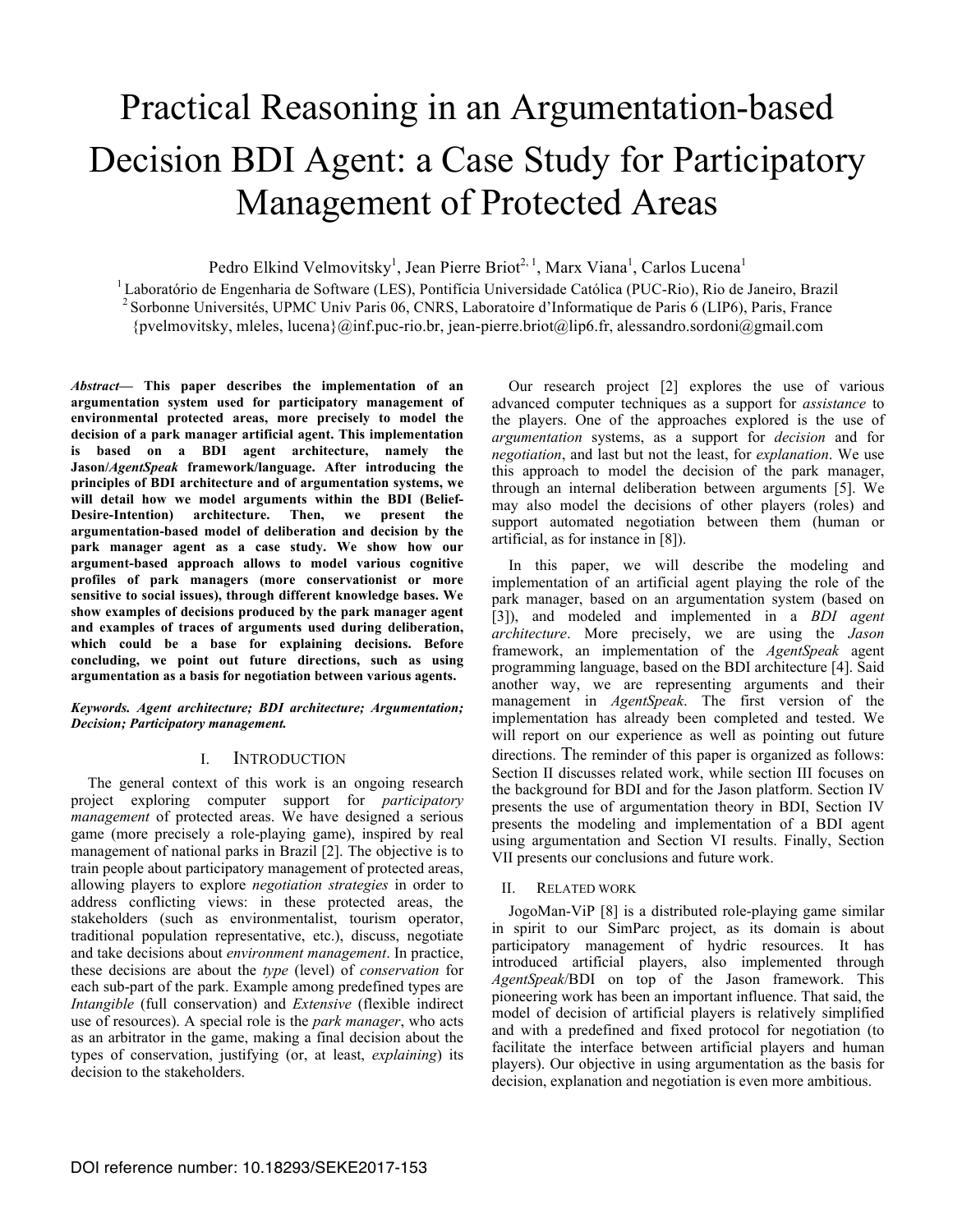# Practical Reasoning in an Argumentation-based Decision BDI Agent: a Case Study for Participatory Management of Protected Areas

Pedro Elkind Velmovitsky[1], Jean Pierre Briot[2, 1], Marx Viana[1], Carlos Lucena[1]

[1] Laboratório de Engenharia de Software (LES), Pontifícia Universidade Católica (PUC-Rio), Rio de Janeiro, Brazil
[2] Sorbonne Universités, UPMC Univ Paris 06, CNRS, Laboratoire d'Informatique de Paris 6 (LIP6), Paris, France
{pvelmovitsky, mleles, lucena}@inf.puc-rio.br, jean-pierre.briot@lip6.fr, alessandro.sordoni@gmail.com

***Abstract*— This paper describes the implementation of an argumentation system used for participatory management of environmental protected areas, more precisely to model the decision of a park manager artificial agent. This implementation is based on a BDI agent architecture, namely the Jason/*AgentSpeak* framework/language. After introducing the principles of BDI architecture and of argumentation systems, we will detail how we model arguments within the BDI (Belief-Desire-Intention) architecture. Then, we present the argumentation-based model of deliberation and decision by the park manager agent as a case study. We show how our argument-based approach allows to model various cognitive profiles of park managers (more conservationist or more sensitive to social issues), through different knowledge bases. We show examples of decisions produced by the park manager agent and examples of traces of arguments used during deliberation, which could be a base for explaining decisions. Before concluding, we point out future directions, such as using argumentation as a basis for negotiation between various agents.**

***Keywords. Agent architecture; BDI architecture; Argumentation; Decision; Participatory management.***

## I. Introduction

The general context of this work is an ongoing research project exploring computer support for *participatory management* of protected areas. We have designed a serious game (more precisely a role-playing game), inspired by real management of national parks in Brazil [2]. The objective is to train people about participatory management of protected areas, allowing players to explore *negotiation strategies* in order to address conflicting views: in these protected areas, the stakeholders (such as environmentalist, tourism operator, traditional population representative, etc.), discuss, negotiate and take decisions about *environment management*. In practice, these decisions are about the *type* (level) of *conservation* for each sub-part of the park. Example among predefined types are *Intangible* (full conservation) and *Extensive* (flexible indirect use of resources). A special role is the *park manager*, who acts as an arbitrator in the game, making a final decision about the types of conservation, justifying (or, at least, *explaining*) its decision to the stakeholders.

Our research project [2] explores the use of various advanced computer techniques as a support for *assistance* to the players. One of the approaches explored is the use of *argumentation* systems, as a support for *decision* and for *negotiation*, and last but not the least, for *explanation*. We use this approach to model the decision of the park manager, through an internal deliberation between arguments [5]. We may also model the decisions of other players (roles) and support automated negotiation between them (human or artificial, as for instance in [8]).

In this paper, we will describe the modeling and implementation of an artificial agent playing the role of the park manager, based on an argumentation system (based on [3]), and modeled and implemented in a *BDI agent architecture*. More precisely, we are using the *Jason* framework, an implementation of the *AgentSpeak* agent programming language, based on the BDI architecture [4]. Said another way, we are representing arguments and their management in *AgentSpeak*. The first version of the implementation has already been completed and tested. We will report on our experience as well as pointing out future directions. The reminder of this paper is organized as follows: Section II discusses related work, while section III focuses on the background for BDI and for the Jason platform. Section IV presents the use of argumentation theory in BDI, Section IV presents the modeling and implementation of a BDI agent using argumentation and Section VI results. Finally, Section VII presents our conclusions and future work.

## II. Related Work

JogoMan-ViP [8] is a distributed role-playing game similar in spirit to our SimParc project, as its domain is about participatory management of hydric resources. It has introduced artificial players, also implemented through *AgentSpeak*/BDI on top of the Jason framework. This pioneering work has been an important influence. That said, the model of decision of artificial players is relatively simplified and with a predefined and fixed protocol for negotiation (to facilitate the interface between artificial players and human players). Our objective in using argumentation as the basis for decision, explanation and negotiation is even more ambitious.

DOI reference number: 10.18293/SEKE2017-153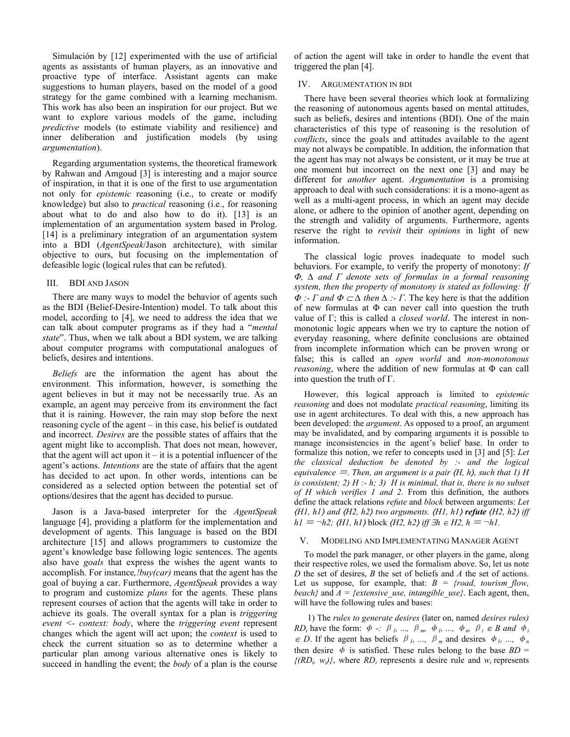Simulación by [12] experimented with the use of artificial agents as assistants of human players, as an innovative and proactive type of interface. Assistant agents can make suggestions to human players, based on the model of a good strategy for the game combined with a learning mechanism. This work has also been an inspiration for our project. But we want to explore various models of the game, including *predictive* models (to estimate viability and resilience) and inner deliberation and justification models (by using *argumentation*).

Regarding argumentation systems, the theoretical framework by Rahwan and Amgoud [3] is interesting and a major source of inspiration, in that it is one of the first to use argumentation not only for *epistemic* reasoning (i.e., to create or modify knowledge) but also to *practical* reasoning (i.e., for reasoning about what to do and also how to do it). [13] is an implementation of an argumentation system based in Prolog. [14] is a preliminary integration of an argumentation system into a BDI (*AgentSpeak*/Jason architecture), with similar objective to ours, but focusing on the implementation of defeasible logic (logical rules that can be refuted).

## III. BDI and Jason

There are many ways to model the behavior of agents such as the BDI (Belief-Desire-Intention) model. To talk about this model, according to [4], we need to address the idea that we can talk about computer programs as if they had a "*mental state*". Thus, when we talk about a BDI system, we are talking about computer programs with computational analogues of beliefs, desires and intentions.

*Beliefs* are the information the agent has about the environment. This information, however, is something the agent believes in but it may not be necessarily true. As an example, an agent may perceive from its environment the fact that it is raining. However, the rain may stop before the next reasoning cycle of the agent – in this case, his belief is outdated and incorrect. *Desires* are the possible states of affairs that the agent might like to accomplish. That does not mean, however, that the agent will act upon it – it is a potential influencer of the agent's actions. *Intentions* are the state of affairs that the agent has decided to act upon. In other words, intentions can be considered as a selected option between the potential set of options/desires that the agent has decided to pursue.

Jason is a Java-based interpreter for the *AgentSpeak* language [4], providing a platform for the implementation and development of agents. This language is based on the BDI architecture [15] and allows programmers to customize the agent's knowledge base following logic sentences. The agents also have *goals* that express the wishes the agent wants to accomplish. For instance*, !buy(car)* means that the agent has the goal of buying a car. Furthermore, *AgentSpeak* provides a way to program and customize *plans* for the agents. These plans represent courses of action that the agents will take in order to achieve its goals. The overall syntax for a plan is *triggering event <- context: body*, where the *triggering event* represent changes which the agent will act upon; the *context* is used to check the current situation so as to determine whether a particular plan among various alternative ones is likely to succeed in handling the event; the *body* of a plan is the course of action the agent will take in order to handle the event that triggered the plan [4].

## IV. Argumentation in BDI

There have been several theories which look at formalizing the reasoning of autonomous agents based on mental attitudes, such as beliefs, desires and intentions (BDI). One of the main characteristics of this type of reasoning is the resolution of *conflicts*, since the goals and attitudes available to the agent may not always be compatible. In addition, the information that the agent has may not always be consistent, or it may be true at one moment but incorrect on the next one [3] and may be different for *another* agent. *Argumentation* is a promising approach to deal with such considerations: it is a mono-agent as well as a multi-agent process, in which an agent may decide alone, or adhere to the opinion of another agent, depending on the strength and validity of arguments. Furthermore, agents reserve the right to *revisit* their *opinions* in light of new information.

The classical logic proves inadequate to model such behaviors. For example, to verify the property of monotony: *If $\Phi$, $\Delta$ and $\Gamma$ denote sets of formulas in a formal reasoning system, then the property of monotony is stated as following: If $\Phi$ :- $\Gamma$ and $\Phi \subset \Delta$ then $\Delta$ :- $\Gamma$.* The key here is that the addition of new formulas at $\Phi$ can never call into question the truth value of $\Gamma$; this is called a *closed world*. The interest in non-monotonic logic appears when we try to capture the notion of everyday reasoning, where definite conclusions are obtained from incomplete information which can be proven wrong or false; this is called an *open world* and *non-monotonous reasoning*, where the addition of new formulas at $\Phi$ can call into question the truth of $\Gamma$.

However, this logical approach is limited to *epistemic reasoning* and does not modulate *practical reasoning*, limiting its use in agent architectures. To deal with this, a new approach has been developed: the *argument*. As opposed to a proof, an argument may be invalidated, and by comparing arguments it is possible to manage inconsistencies in the agent's belief base. In order to formalize this notion, we refer to concepts used in [3] and [5]: *Let the classical deduction be denoted by :- and the logical equivalence $\equiv$. Then, an argument is a pair $\langle H, h\rangle$, such that 1) H is consistent; 2) H :- h; 3) H is minimal, that is, there is no subset of H which verifies 1 and 2.* From this definition, the authors define the attack relations *refute* and *block* between arguments: *Let $\langle H1, h1\rangle$ and $\langle H2, h2\rangle$ two arguments. $\langle H1, h1\rangle$* ***refute*** *$\langle H2, h2\rangle$ iff $h1 \equiv \neg h2$; $\langle H1, h1\rangle$ block $\langle H2, h2\rangle$ iff $\exists h \in H2$, $h \equiv \neg h1$.*

## V. Modeling and Implementating Manager Agent

To model the park manager, or other players in the game, along their respective roles, we used the formalism above. So, let us note *D* the set of desires, *B* the set of beliefs and *A* the set of actions. Let us suppose, for example, that: *B = {road, tourism_flow, beach}* and *A = {extensive_use, intangible_use}*. Each agent, then, will have the following rules and bases:

1) The *rules to generate desires* (later on, named *desires rules) $RD_i$* have the form: $\phi$ -: $\beta_1, \ldots, \beta_m, \phi_1, \ldots, \phi_n$, $\beta_i \in B$ and $\phi_i \in D$. If the agent has beliefs $\beta_1, \ldots, \beta_m$ and desires $\phi_1, \ldots, \phi_n$ then desire $\phi$ is satisfied. These rules belong to the base $BD = \{(RD_i, w_i)\}$, where $RD_i$ represents a desire rule and $w_i$ represents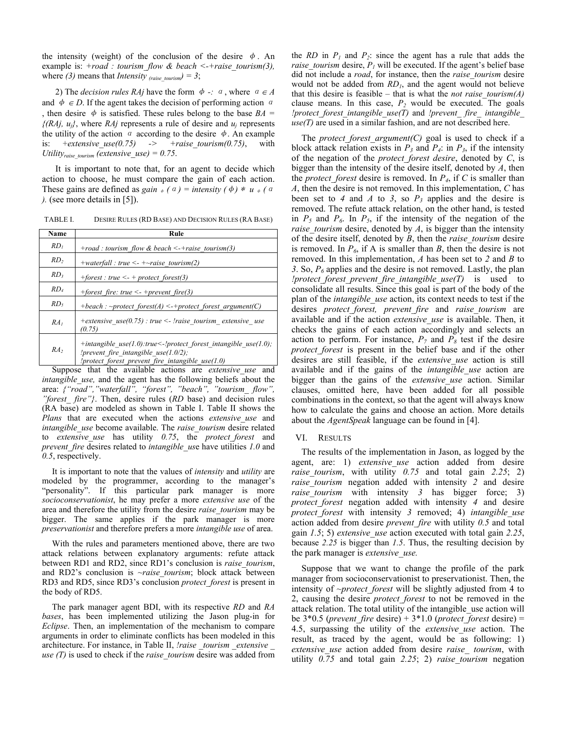the intensity (weight) of the conclusion of the desire $\phi$. An example is: *+road : tourism_flow & beach <-+raise_tourism(3),* where *(3)* means that $Intensity_{(raise\_tourism)} = 3$;

2) The *decision rules RAj* have the form $\phi$ *-:* $\alpha$, where $\alpha \in A$ and $\phi \in D$. If the agent takes the decision of performing action $\alpha$, then desire $\phi$ is satisfied. These rules belong to the base $BA = \{(RAj, u_j)\}$, where *RAj* represents a rule of desire and $u_j$ represents the utility of the action $\alpha$ according to the desire $\phi$. An example is: *+extensive_use(0.75) -> +raise_tourism(0.75)*, with $Utility_{raise\_tourism}$ *(extensive_use) = 0.75*.

It is important to note that, for an agent to decide which action to choose, he must compare the gain of each action. These gains are defined as $gain_{\phi}(\alpha) = intensity(\phi) * u_{\phi}(\alpha)$. (see more details in [5]).

TABLE I. DESIRE RULES (RD BASE) AND DECISION RULES (RA BASE)

| Name | Rule |
|---|---|
| $RD_1$ | *+road : tourism_flow & beach <-+raise_tourism(3)* |
| $RD_2$ | *+waterfall : true <- +~raise_tourism(2)* |
| $RD_3$ | *+forest : true <- + protect_forest(3)* |
| $RD_4$ | *+forest_fire: true <- +prevent_fire(3)* |
| $RD_5$ | *+beach : ~protect_forest(A) <-+protect_forest_argument(C)* |
| $RA_1$ | *+extensive_use(0.75) : true <- !raise_tourism_ extensive_ use (0.75)* |
| $RA_2$ | *+intangible_use(1.0):true<-!protect_forest_intangible_use(1.0); !prevent_fire_intangible_use(1.0/2); !protect_forest_prevent_fire_intangible_use(1.0)* |

Suppose that the available actions are *extensive_use* and *intangible_use,* and the agent has the following beliefs about the area: *{"road","waterfall", "forest", "beach", "tourism_ flow", "forest_ fire"}*. Then, desire rules (*RD* base) and decision rules (RA base) are modeled as shown in Table I. Table II shows the *Plans* that are executed when the actions *extensive_use* and *intangible_use* become available. The *raise_tourism* desire related to *extensive_use* has utility *0.75*, the *protect_forest* and *prevent_fire* desires related to *intangible_us*e have utilities *1.0* and *0.5*, respectively.

It is important to note that the values of *intensity* and *utility* are modeled by the programmer, according to the manager's "personality". If this particular park manager is more *socioconservationist*, he may prefer a more *extensive use* of the area and therefore the utility from the desire *raise_tourism* may be bigger. The same applies if the park manager is more *preservationist* and therefore prefers a more *intangible use* of area.

With the rules and parameters mentioned above, there are two attack relations between explanatory arguments: refute attack between RD1 and RD2, since RD1's conclusion is *raise_tourism*, and RD2's conclusion is *~raise_tourism*; block attack between RD3 and RD5, since RD3's conclusion *protect_forest* is present in the body of RD5.

The park manager agent BDI, with its respective *RD* and *RA bases*, has been implemented utilizing the Jason plug-in for *Eclipse*. Then, an implementation of the mechanism to compare arguments in order to eliminate conflicts has been modeled in this architecture. For instance, in Table II, *!raise _tourism _extensive _ use (T)* is used to check if the *raise_tourism* desire was added from the *RD* in $P_1$ and $P_2$: since the agent has a rule that adds the *raise_tourism* desire, $P_1$ will be executed. If the agent's belief base did not include a *road*, for instance, then the *raise_tourism* desire would not be added from $RD_1$, and the agent would not believe that this desire is feasible – that is what the *not raise_tourism(A)* clause means. In this case, $P_2$ would be executed. The goals *!protect_forest_intangible_use(T)* and *!prevent_ fire_ intangible_ use(T)* are used in a similar fashion, and are not described here.

The *protect_forest_argument(C)* goal is used to check if a block attack relation exists in $P_3$ and $P_4$: in $P_3$, if the intensity of the negation of the *protect_forest desire*, denoted by *C*, is bigger than the intensity of the desire itself, denoted by *A*, then the *protect_forest* desire is removed. In $P_4$, if *C* is smaller than *A*, then the desire is not removed. In this implementation, *C* has been set to *4* and *A* to *3*, so $P_3$ applies and the desire is removed. The refute attack relation, on the other hand, is tested in $P_5$ and $P_6$. In $P_5$, if the intensity of the negation of the *raise_tourism* desire, denoted by *A*, is bigger than the intensity of the desire itself, denoted by *B*, then the *raise_tourism* desire is removed. In $P_6$, if A is smaller than *B*, then the desire is not removed. In this implementation, *A* has been set to *2* and *B* to *3*. So, $P_6$ applies and the desire is not removed. Lastly, the plan *!protect_forest_prevent_fire_intangible_use(T)* is used to consolidate all results. Since this goal is part of the body of the plan of the *intangible_use* action, its context needs to test if the desires *protect_forest, prevent_fire* and *raise_tourism* are available and if the action *extensive_use* is available. Then, it checks the gains of each action accordingly and selects an action to perform. For instance, $P_7$ and $P_8$ test if the desire *protect_forest* is present in the belief base and if the other desires are still feasible, if the *extensive_use* action is still available and if the gains of the *intangible_use* action are bigger than the gains of the *extensive_use* action. Similar clauses, omitted here, have been added for all possible combinations in the context, so that the agent will always know how to calculate the gains and choose an action. More details about the *AgentSpeak* language can be found in [4].

## VI. RESULTS

The results of the implementation in Jason, as logged by the agent, are: 1) *extensive_use* action added from desire *raise_tourism*, with utility *0.75* and total gain *2.25*; 2) *raise_tourism* negation added with intensity *2* and desire *raise_tourism* with intensity *3* has bigger force; 3) *protect_forest* negation added with intensity *4* and desire *protect_forest* with intensity *3* removed; 4) *intangible_use* action added from desire *prevent_fire* with utility *0.5* and total gain *1.5*; 5) *extensive_use* action executed with total gain *2.25*, because *2.25* is bigger than *1.5*. Thus, the resulting decision by the park manager is *extensive_use.*

Suppose that we want to change the profile of the park manager from socioconservationist to preservationist. Then, the intensity of *~protect_forest* will be slightly adjusted from 4 to 2, causing the desire *protect_forest* to not be removed in the attack relation. The total utility of the intangible_use action will be 3*0.5 (*prevent_fire* desire) + 3*1.0 (*protect_forest* desire) = 4.5, surpassing the utility of the *extensive_use* action. The result, as traced by the agent, would be as following: 1) *extensive_use* action added from desire *raise_ tourism*, with utility *0.75* and total gain *2.25*; 2) *raise_tourism* negation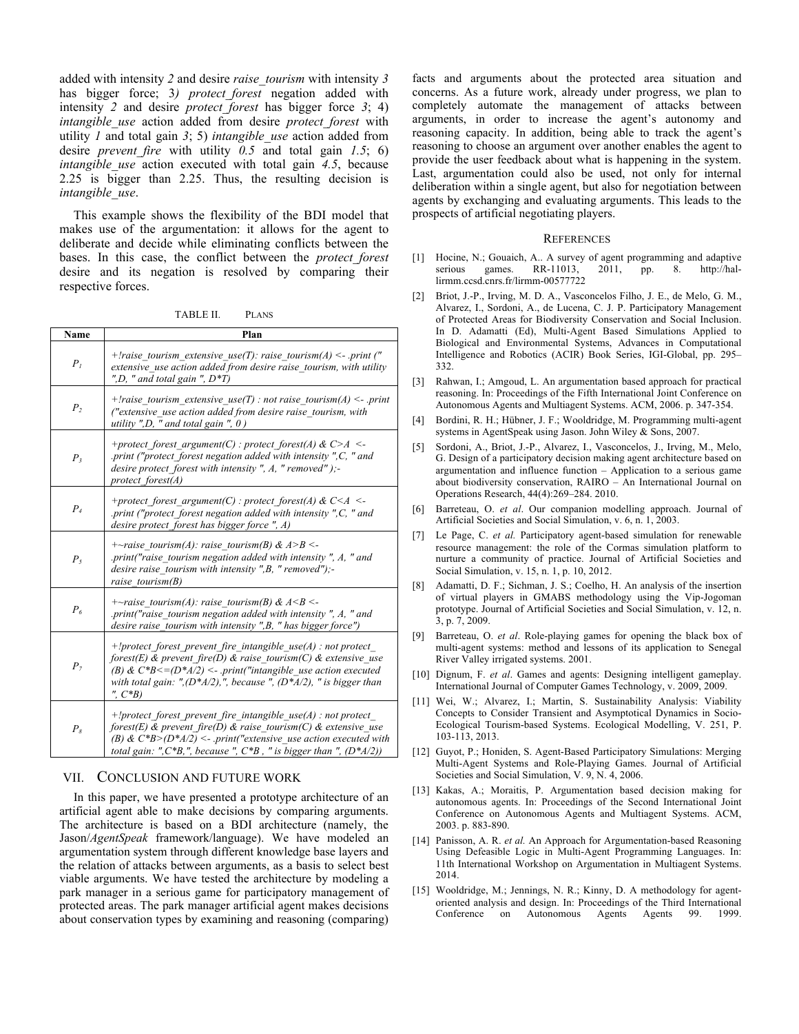added with intensity *2* and desire *raise_tourism* with intensity *3* has bigger force; 3*) protect_forest* negation added with intensity *2* and desire *protect_forest* has bigger force *3*; 4) *intangible_use* action added from desire *protect_forest* with utility *1* and total gain *3*; 5) *intangible_use* action added from desire *prevent_fire* with utility *0.5* and total gain *1.5*; 6) *intangible_use* action executed with total gain *4.5*, because 2.25 is bigger than 2.25. Thus, the resulting decision is *intangible_use*.

This example shows the flexibility of the BDI model that makes use of the argumentation: it allows for the agent to deliberate and decide while eliminating conflicts between the bases. In this case, the conflict between the *protect_forest* desire and its negation is resolved by comparing their respective forces.

TABLE II. PLANS

| Name | Plan |
|---|---|
| $P_1$ | *+!raise_tourism_extensive_use(T): raise_tourism(A) <- .print (" extensive_use action added from desire raise_tourism, with utility ",D, " and total gain ", D*T)* |
| $P_2$ | *+!raise_tourism_extensive_use(T) : not raise_tourism(A) <- .print ("extensive_use action added from desire raise_tourism, with utility ",D, " and total gain ", 0 )* |
| $P_3$ | *+protect_forest_argument(C) : protect_forest(A) & C>A <- .print ("protect_forest negation added with intensity ",C, " and desire protect_forest with intensity ", A, " removed" );-protect_forest(A)* |
| $P_4$ | *+protect_forest_argument(C) : protect_forest(A) & C<A <- .print ("protect_forest negation added with intensity ",C, " and desire protect_forest has bigger force ", A)* |
| $P_5$ | *+~raise_tourism(A): raise_tourism(B) & A>B <- .print("raise_tourism negation added with intensity ", A, " and desire raise_tourism with intensity ",B, " removed");-raise_tourism(B)* |
| $P_6$ | *+~raise_tourism(A): raise_tourism(B) & A<B <- .print("raise_tourism negation added with intensity ", A, " and desire raise_tourism with intensity ",B, " has bigger force")* |
| $P_7$ | *+!protect_forest_prevent_fire_intangible_use(A) : not protect_ forest(E) & prevent_fire(D) & raise_tourism(C) & extensive_use (B) & C*B<=(D*A/2) <- .print("intangible_use action executed with total gain: ",(D*A/2),", because ", (D*A/2), " is bigger than ", C*B)* |
| $P_8$ | *+!protect_forest_prevent_fire_intangible_use(A) : not protect_ forest(E) & prevent_fire(D) & raise_tourism(C) & extensive_use (B) & C*B>(D*A/2) <- .print("extensive_use action executed with total gain: ",C*B,", because ", C*B , " is bigger than ", (D*A/2))* |

## VII. CONCLUSION AND FUTURE WORK

In this paper, we have presented a prototype architecture of an artificial agent able to make decisions by comparing arguments. The architecture is based on a BDI architecture (namely, the Jason/*AgentSpeak* framework/language). We have modeled an argumentation system through different knowledge base layers and the relation of attacks between arguments, as a basis to select best viable arguments. We have tested the architecture by modeling a park manager in a serious game for participatory management of protected areas. The park manager artificial agent makes decisions about conservation types by examining and reasoning (comparing) facts and arguments about the protected area situation and concerns. As a future work, already under progress, we plan to completely automate the management of attacks between arguments, in order to increase the agent's autonomy and reasoning capacity. In addition, being able to track the agent's reasoning to choose an argument over another enables the agent to provide the user feedback about what is happening in the system. Last, argumentation could also be used, not only for internal deliberation within a single agent, but also for negotiation between agents by exchanging and evaluating arguments. This leads to the prospects of artificial negotiating players.

## REFERENCES

[1] Hocine, N.; Gouaich, A.. A survey of agent programming and adaptive serious games. RR-11013, 2011, pp. 8. http://hal-lirmm.ccsd.cnrs.fr/lirmm-00577722

[2] Briot, J.-P., Irving, M. D. A., Vasconcelos Filho, J. E., de Melo, G. M., Alvarez, I., Sordoni, A., de Lucena, C. J. P. Participatory Management of Protected Areas for Biodiversity Conservation and Social Inclusion. In D. Adamatti (Ed), Multi-Agent Based Simulations Applied to Biological and Environmental Systems, Advances in Computational Intelligence and Robotics (ACIR) Book Series, IGI-Global, pp. 295–332.

[3] Rahwan, I.; Amgoud, L. An argumentation based approach for practical reasoning. In: Proceedings of the Fifth International Joint Conference on Autonomous Agents and Multiagent Systems. ACM, 2006. p. 347-354.

[4] Bordini, R. H.; Hübner, J. F.; Wooldridge, M. Programming multi-agent systems in AgentSpeak using Jason. John Wiley & Sons, 2007.

[5] Sordoni, A., Briot, J.-P., Alvarez, I., Vasconcelos, J., Irving, M., Melo, G. Design of a participatory decision making agent architecture based on argumentation and influence function – Application to a serious game about biodiversity conservation, RAIRO – An International Journal on Operations Research, 44(4):269–284. 2010.

[6] Barreteau, O. *et al*. Our companion modelling approach. Journal of Artificial Societies and Social Simulation, v. 6, n. 1, 2003.

[7] Le Page, C. *et al.* Participatory agent-based simulation for renewable resource management: the role of the Cormas simulation platform to nurture a community of practice. Journal of Artificial Societies and Social Simulation, v. 15, n. 1, p. 10, 2012.

[8] Adamatti, D. F.; Sichman, J. S.; Coelho, H. An analysis of the insertion of virtual players in GMABS methodology using the Vip-Jogoman prototype. Journal of Artificial Societies and Social Simulation, v. 12, n. 3, p. 7, 2009.

[9] Barreteau, O. *et al*. Role-playing games for opening the black box of multi-agent systems: method and lessons of its application to Senegal River Valley irrigated systems. 2001.

[10] Dignum, F. *et al*. Games and agents: Designing intelligent gameplay. International Journal of Computer Games Technology, v. 2009, 2009.

[11] Wei, W.; Alvarez, I.; Martin, S. Sustainability Analysis: Viability Concepts to Consider Transient and Asymptotical Dynamics in Socio-Ecological Tourism-based Systems. Ecological Modelling, V. 251, P. 103-113, 2013.

[12] Guyot, P.; Honiden, S. Agent-Based Participatory Simulations: Merging Multi-Agent Systems and Role-Playing Games. Journal of Artificial Societies and Social Simulation, V. 9, N. 4, 2006.

[13] Kakas, A.; Moraitis, P. Argumentation based decision making for autonomous agents. In: Proceedings of the Second International Joint Conference on Autonomous Agents and Multiagent Systems. ACM, 2003. p. 883-890.

[14] Panisson, A. R. *et al.* An Approach for Argumentation-based Reasoning Using Defeasible Logic in Multi-Agent Programming Languages. In: 11th International Workshop on Argumentation in Multiagent Systems. 2014.

[15] Wooldridge, M.; Jennings, N. R.; Kinny, D. A methodology for agent-oriented analysis and design. In: Proceedings of the Third International Conference on Autonomous Agents Agents 99. 1999.